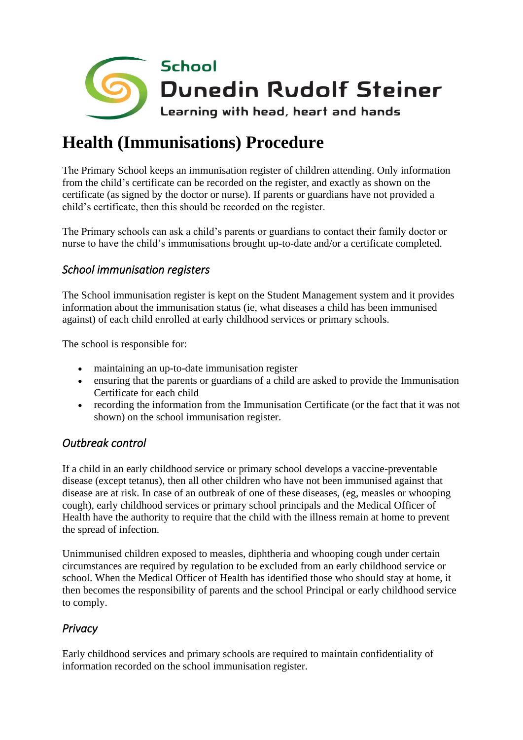School
Dunedin Rudolf Steiner
Learning with head, heart and hands

# Health (Immunisations) Procedure

The Primary School keeps an immunisation register of children attending. Only information from the child's certificate can be recorded on the register, and exactly as shown on the certificate (as signed by the doctor or nurse). If parents or guardians have not provided a child's certificate, then this should be recorded on the register.

The Primary schools can ask a child's parents or guardians to contact their family doctor or nurse to have the child's immunisations brought up-to-date and/or a certificate completed.

## *School immunisation registers*

The School immunisation register is kept on the Student Management system and it provides information about the immunisation status (ie, what diseases a child has been immunised against) of each child enrolled at early childhood services or primary schools.

The school is responsible for:

- maintaining an up-to-date immunisation register
- ensuring that the parents or guardians of a child are asked to provide the Immunisation Certificate for each child
- recording the information from the Immunisation Certificate (or the fact that it was not shown) on the school immunisation register.

## *Outbreak control*

If a child in an early childhood service or primary school develops a vaccine-preventable disease (except tetanus), then all other children who have not been immunised against that disease are at risk. In case of an outbreak of one of these diseases, (eg, measles or whooping cough), early childhood services or primary school principals and the Medical Officer of Health have the authority to require that the child with the illness remain at home to prevent the spread of infection.

Unimmunised children exposed to measles, diphtheria and whooping cough under certain circumstances are required by regulation to be excluded from an early childhood service or school. When the Medical Officer of Health has identified those who should stay at home, it then becomes the responsibility of parents and the school Principal or early childhood service to comply.

## *Privacy*

Early childhood services and primary schools are required to maintain confidentiality of information recorded on the school immunisation register.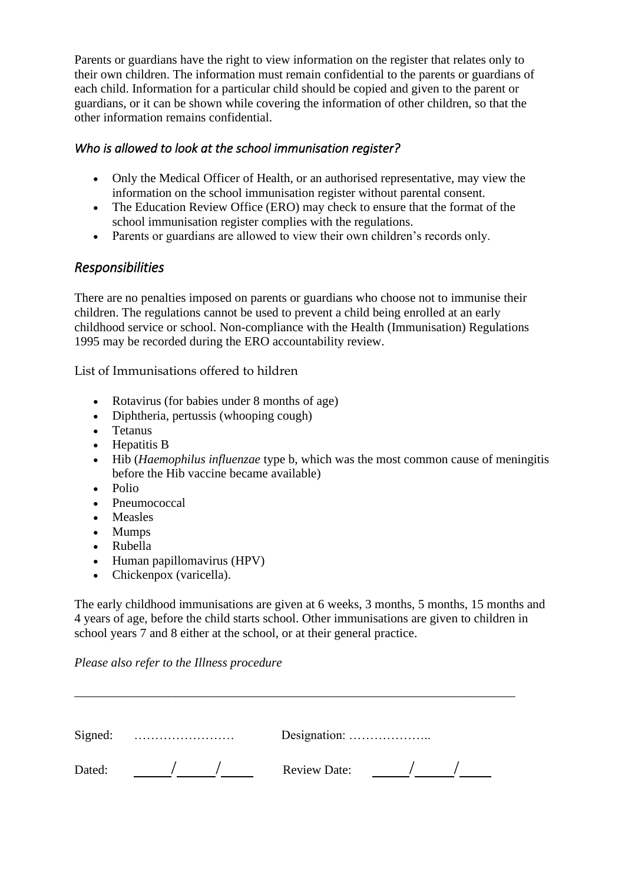Parents or guardians have the right to view information on the register that relates only to their own children. The information must remain confidential to the parents or guardians of each child. Information for a particular child should be copied and given to the parent or guardians, or it can be shown while covering the information of other children, so that the other information remains confidential.

### *Who is allowed to look at the school immunisation register?*

- Only the Medical Officer of Health, or an authorised representative, may view the information on the school immunisation register without parental consent.
- The Education Review Office (ERO) may check to ensure that the format of the school immunisation register complies with the regulations.
- Parents or guardians are allowed to view their own children's records only.

## *Responsibilities*

There are no penalties imposed on parents or guardians who choose not to immunise their children. The regulations cannot be used to prevent a child being enrolled at an early childhood service or school. Non-compliance with the Health (Immunisation) Regulations 1995 may be recorded during the ERO accountability review.

List of Immunisations offered to hildren

- Rotavirus (for babies under 8 months of age)
- Diphtheria, pertussis (whooping cough)
- Tetanus
- Hepatitis B
- Hib (*Haemophilus influenzae* type b, which was the most common cause of meningitis before the Hib vaccine became available)
- Polio
- Pneumococcal
- Measles
- Mumps
- Rubella
- Human papillomavirus (HPV)
- Chickenpox (varicella).

The early childhood immunisations are given at 6 weeks, 3 months, 5 months, 15 months and 4 years of age, before the child starts school. Other immunisations are given to children in school years 7 and 8 either at the school, or at their general practice.

*Please also refer to the Illness procedure*

---

Signed: …………………… Designation: ………………..

Dated: ____/____/____ Review Date: ____/____/____